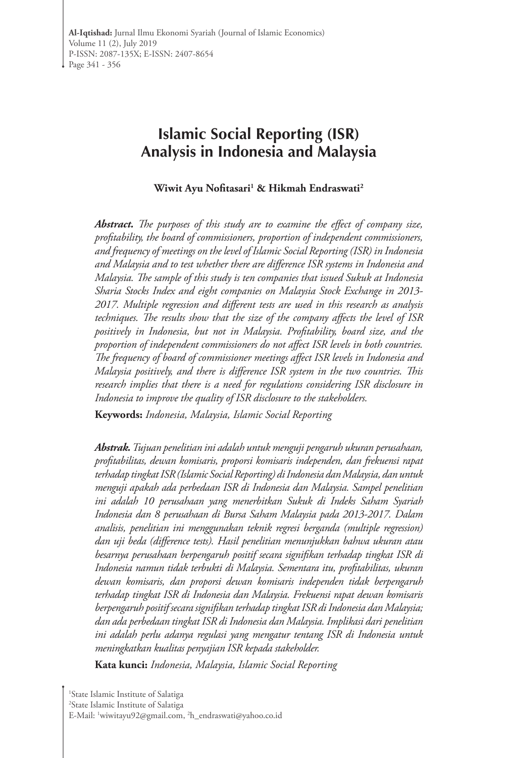# Islamic Social Reporting (ISR) Analysis in Indonesia and Malaysia

**Wiwit Ayu Nofitasari[1] & Hikmah Endraswati[2]**

***Abstract.*** *The purposes of this study are to examine the effect of company size, profitability, the board of commissioners, proportion of independent commissioners, and frequency of meetings on the level of Islamic Social Reporting (ISR) in Indonesia and Malaysia and to test whether there are difference ISR systems in Indonesia and Malaysia. The sample of this study is ten companies that issued Sukuk at Indonesia Sharia Stocks Index and eight companies on Malaysia Stock Exchange in 2013-2017. Multiple regression and different tests are used in this research as analysis techniques. The results show that the size of the company affects the level of ISR positively in Indonesia, but not in Malaysia. Profitability, board size, and the proportion of independent commissioners do not affect ISR levels in both countries. The frequency of board of commissioner meetings affect ISR levels in Indonesia and Malaysia positively, and there is difference ISR system in the two countries. This research implies that there is a need for regulations considering ISR disclosure in Indonesia to improve the quality of ISR disclosure to the stakeholders.*

**Keywords:** *Indonesia, Malaysia, Islamic Social Reporting*

***Abstrak.*** *Tujuan penelitian ini adalah untuk menguji pengaruh ukuran perusahaan, profitabilitas, dewan komisaris, proporsi komisaris independen, dan frekuensi rapat terhadap tingkat ISR (Islamic Social Reporting) di Indonesia dan Malaysia, dan untuk menguji apakah ada perbedaan ISR di Indonesia dan Malaysia. Sampel penelitian ini adalah 10 perusahaan yang menerbitkan Sukuk di Indeks Saham Syariah Indonesia dan 8 perusahaan di Bursa Saham Malaysia pada 2013-2017. Dalam analisis, penelitian ini menggunakan teknik regresi berganda (multiple regression) dan uji beda (difference tests). Hasil penelitian menunjukkan bahwa ukuran atau besarnya perusahaan berpengaruh positif secara signifikan terhadap tingkat ISR di Indonesia namun tidak terbukti di Malaysia. Sementara itu, profitabilitas, ukuran dewan komisaris, dan proporsi dewan komisaris independen tidak berpengaruh terhadap tingkat ISR di Indonesia dan Malaysia. Frekuensi rapat dewan komisaris berpengaruh positif secara signifikan terhadap tingkat ISR di Indonesia dan Malaysia; dan ada perbedaan tingkat ISR di Indonesia dan Malaysia. Implikasi dari penelitian ini adalah perlu adanya regulasi yang mengatur tentang ISR di Indonesia untuk meningkatkan kualitas penyajian ISR kepada stakeholder.*

**Kata kunci:** *Indonesia, Malaysia, Islamic Social Reporting*

[1]State Islamic Institute of Salatiga
[2]State Islamic Institute of Salatiga
E-Mail: [1]wiwitayu92@gmail.com, [2]h_endraswati@yahoo.co.id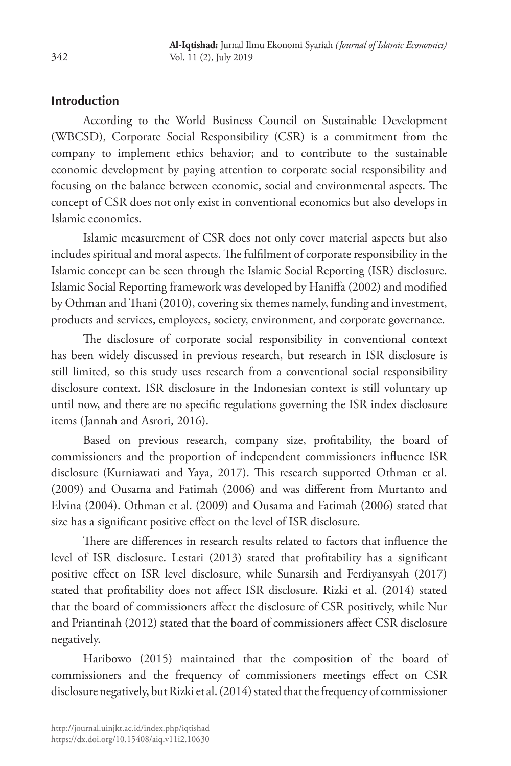## Introduction

According to the World Business Council on Sustainable Development (WBCSD), Corporate Social Responsibility (CSR) is a commitment from the company to implement ethics behavior; and to contribute to the sustainable economic development by paying attention to corporate social responsibility and focusing on the balance between economic, social and environmental aspects. The concept of CSR does not only exist in conventional economics but also develops in Islamic economics.

Islamic measurement of CSR does not only cover material aspects but also includes spiritual and moral aspects. The fulfilment of corporate responsibility in the Islamic concept can be seen through the Islamic Social Reporting (ISR) disclosure. Islamic Social Reporting framework was developed by Haniffa (2002) and modified by Othman and Thani (2010), covering six themes namely, funding and investment, products and services, employees, society, environment, and corporate governance.

The disclosure of corporate social responsibility in conventional context has been widely discussed in previous research, but research in ISR disclosure is still limited, so this study uses research from a conventional social responsibility disclosure context. ISR disclosure in the Indonesian context is still voluntary up until now, and there are no specific regulations governing the ISR index disclosure items (Jannah and Asrori, 2016).

Based on previous research, company size, profitability, the board of commissioners and the proportion of independent commissioners influence ISR disclosure (Kurniawati and Yaya, 2017). This research supported Othman et al. (2009) and Ousama and Fatimah (2006) and was different from Murtanto and Elvina (2004). Othman et al. (2009) and Ousama and Fatimah (2006) stated that size has a significant positive effect on the level of ISR disclosure.

There are differences in research results related to factors that influence the level of ISR disclosure. Lestari (2013) stated that profitability has a significant positive effect on ISR level disclosure, while Sunarsih and Ferdiyansyah (2017) stated that profitability does not affect ISR disclosure. Rizki et al. (2014) stated that the board of commissioners affect the disclosure of CSR positively, while Nur and Priantinah (2012) stated that the board of commissioners affect CSR disclosure negatively.

Haribowo (2015) maintained that the composition of the board of commissioners and the frequency of commissioners meetings effect on CSR disclosure negatively, but Rizki et al. (2014) stated that the frequency of commissioner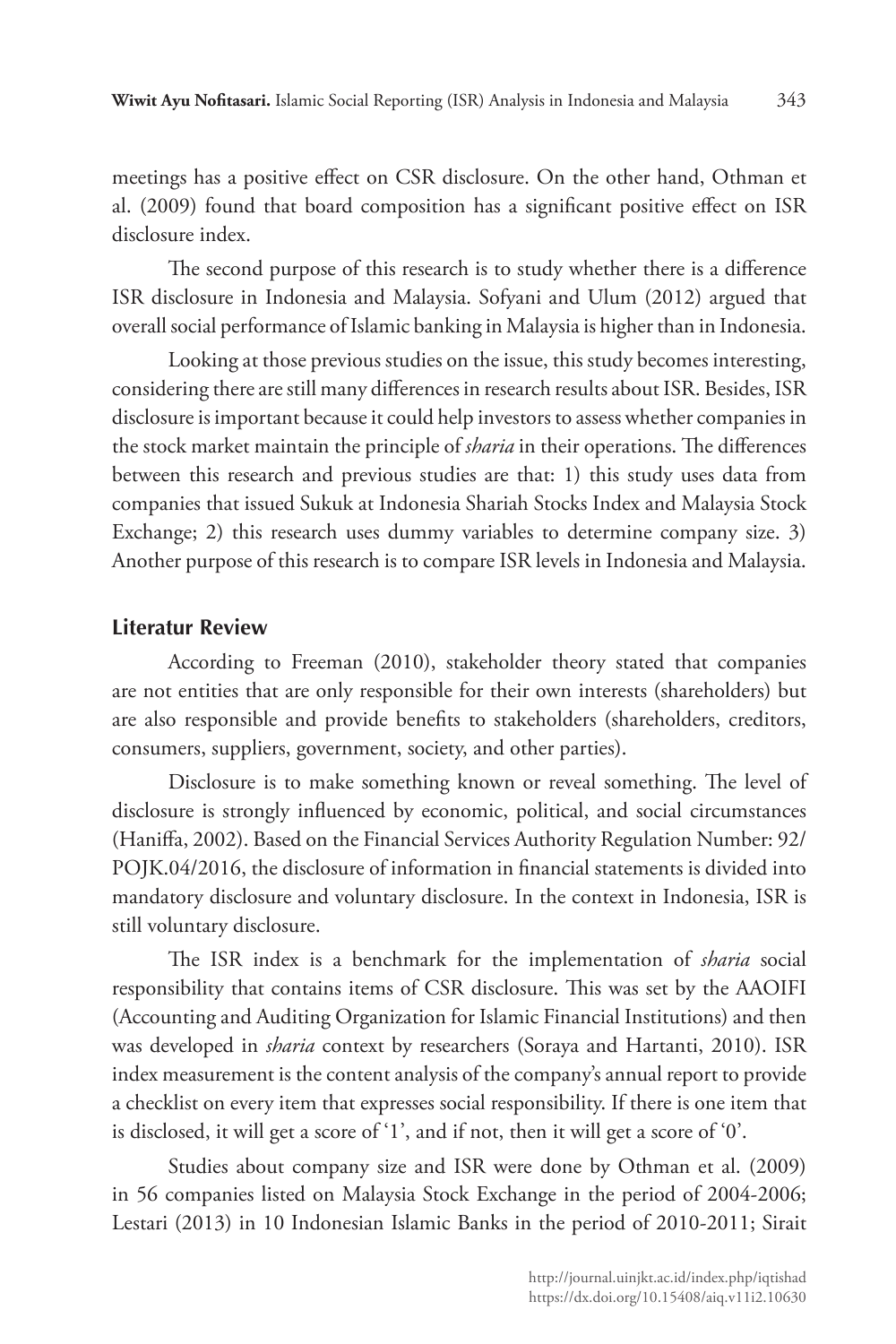meetings has a positive effect on CSR disclosure. On the other hand, Othman et al. (2009) found that board composition has a significant positive effect on ISR disclosure index.

The second purpose of this research is to study whether there is a difference ISR disclosure in Indonesia and Malaysia. Sofyani and Ulum (2012) argued that overall social performance of Islamic banking in Malaysia is higher than in Indonesia.

Looking at those previous studies on the issue, this study becomes interesting, considering there are still many differences in research results about ISR. Besides, ISR disclosure is important because it could help investors to assess whether companies in the stock market maintain the principle of *sharia* in their operations. The differences between this research and previous studies are that: 1) this study uses data from companies that issued Sukuk at Indonesia Shariah Stocks Index and Malaysia Stock Exchange; 2) this research uses dummy variables to determine company size. 3) Another purpose of this research is to compare ISR levels in Indonesia and Malaysia.

## Literatur Review

According to Freeman (2010), stakeholder theory stated that companies are not entities that are only responsible for their own interests (shareholders) but are also responsible and provide benefits to stakeholders (shareholders, creditors, consumers, suppliers, government, society, and other parties).

Disclosure is to make something known or reveal something. The level of disclosure is strongly influenced by economic, political, and social circumstances (Haniffa, 2002). Based on the Financial Services Authority Regulation Number: 92/POJK.04/2016, the disclosure of information in financial statements is divided into mandatory disclosure and voluntary disclosure. In the context in Indonesia, ISR is still voluntary disclosure.

The ISR index is a benchmark for the implementation of *sharia* social responsibility that contains items of CSR disclosure. This was set by the AAOIFI (Accounting and Auditing Organization for Islamic Financial Institutions) and then was developed in *sharia* context by researchers (Soraya and Hartanti, 2010). ISR index measurement is the content analysis of the company's annual report to provide a checklist on every item that expresses social responsibility. If there is one item that is disclosed, it will get a score of '1', and if not, then it will get a score of '0'.

Studies about company size and ISR were done by Othman et al. (2009) in 56 companies listed on Malaysia Stock Exchange in the period of 2004-2006; Lestari (2013) in 10 Indonesian Islamic Banks in the period of 2010-2011; Sirait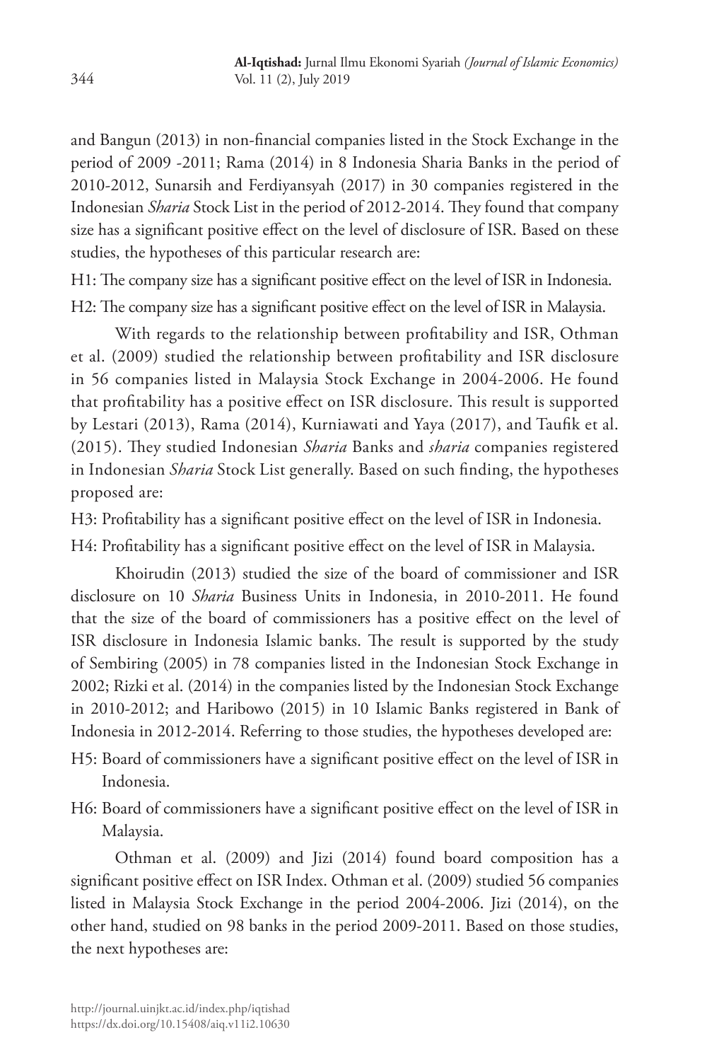and Bangun (2013) in non-financial companies listed in the Stock Exchange in the period of 2009 -2011; Rama (2014) in 8 Indonesia Sharia Banks in the period of 2010-2012, Sunarsih and Ferdiyansyah (2017) in 30 companies registered in the Indonesian *Sharia* Stock List in the period of 2012-2014. They found that company size has a significant positive effect on the level of disclosure of ISR. Based on these studies, the hypotheses of this particular research are:

H1: The company size has a significant positive effect on the level of ISR in Indonesia.

H2: The company size has a significant positive effect on the level of ISR in Malaysia.

With regards to the relationship between profitability and ISR, Othman et al. (2009) studied the relationship between profitability and ISR disclosure in 56 companies listed in Malaysia Stock Exchange in 2004-2006. He found that profitability has a positive effect on ISR disclosure. This result is supported by Lestari (2013), Rama (2014), Kurniawati and Yaya (2017), and Taufik et al. (2015). They studied Indonesian *Sharia* Banks and *sharia* companies registered in Indonesian *Sharia* Stock List generally. Based on such finding, the hypotheses proposed are:

H3: Profitability has a significant positive effect on the level of ISR in Indonesia.

H4: Profitability has a significant positive effect on the level of ISR in Malaysia.

Khoirudin (2013) studied the size of the board of commissioner and ISR disclosure on 10 *Sharia* Business Units in Indonesia, in 2010-2011. He found that the size of the board of commissioners has a positive effect on the level of ISR disclosure in Indonesia Islamic banks. The result is supported by the study of Sembiring (2005) in 78 companies listed in the Indonesian Stock Exchange in 2002; Rizki et al. (2014) in the companies listed by the Indonesian Stock Exchange in 2010-2012; and Haribowo (2015) in 10 Islamic Banks registered in Bank of Indonesia in 2012-2014. Referring to those studies, the hypotheses developed are:

H5: Board of commissioners have a significant positive effect on the level of ISR in Indonesia.

H6: Board of commissioners have a significant positive effect on the level of ISR in Malaysia.

Othman et al. (2009) and Jizi (2014) found board composition has a significant positive effect on ISR Index. Othman et al. (2009) studied 56 companies listed in Malaysia Stock Exchange in the period 2004-2006. Jizi (2014), on the other hand, studied on 98 banks in the period 2009-2011. Based on those studies, the next hypotheses are: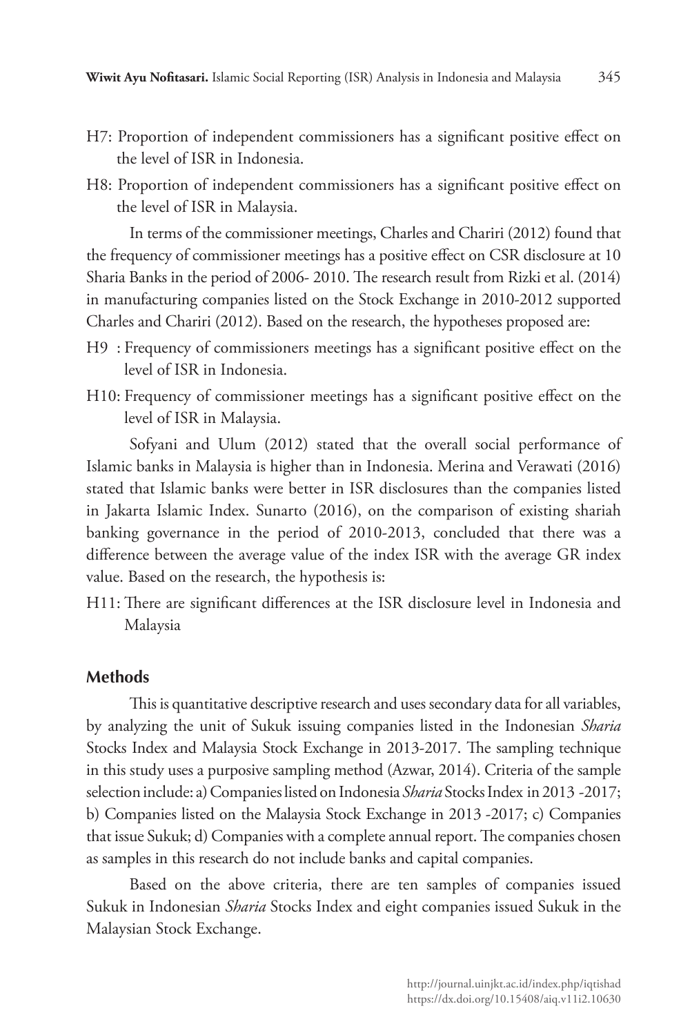H7: Proportion of independent commissioners has a significant positive effect on the level of ISR in Indonesia.

H8: Proportion of independent commissioners has a significant positive effect on the level of ISR in Malaysia.

In terms of the commissioner meetings, Charles and Chariri (2012) found that the frequency of commissioner meetings has a positive effect on CSR disclosure at 10 Sharia Banks in the period of 2006- 2010. The research result from Rizki et al. (2014) in manufacturing companies listed on the Stock Exchange in 2010-2012 supported Charles and Chariri (2012). Based on the research, the hypotheses proposed are:

H9 : Frequency of commissioners meetings has a significant positive effect on the level of ISR in Indonesia.

H10: Frequency of commissioner meetings has a significant positive effect on the level of ISR in Malaysia.

Sofyani and Ulum (2012) stated that the overall social performance of Islamic banks in Malaysia is higher than in Indonesia. Merina and Verawati (2016) stated that Islamic banks were better in ISR disclosures than the companies listed in Jakarta Islamic Index. Sunarto (2016), on the comparison of existing shariah banking governance in the period of 2010-2013, concluded that there was a difference between the average value of the index ISR with the average GR index value. Based on the research, the hypothesis is:

H11: There are significant differences at the ISR disclosure level in Indonesia and Malaysia

## Methods

This is quantitative descriptive research and uses secondary data for all variables, by analyzing the unit of Sukuk issuing companies listed in the Indonesian *Sharia* Stocks Index and Malaysia Stock Exchange in 2013-2017. The sampling technique in this study uses a purposive sampling method (Azwar, 2014). Criteria of the sample selection include: a) Companies listed on Indonesia *Sharia* Stocks Index in 2013 -2017; b) Companies listed on the Malaysia Stock Exchange in 2013 -2017; c) Companies that issue Sukuk; d) Companies with a complete annual report. The companies chosen as samples in this research do not include banks and capital companies.

Based on the above criteria, there are ten samples of companies issued Sukuk in Indonesian *Sharia* Stocks Index and eight companies issued Sukuk in the Malaysian Stock Exchange.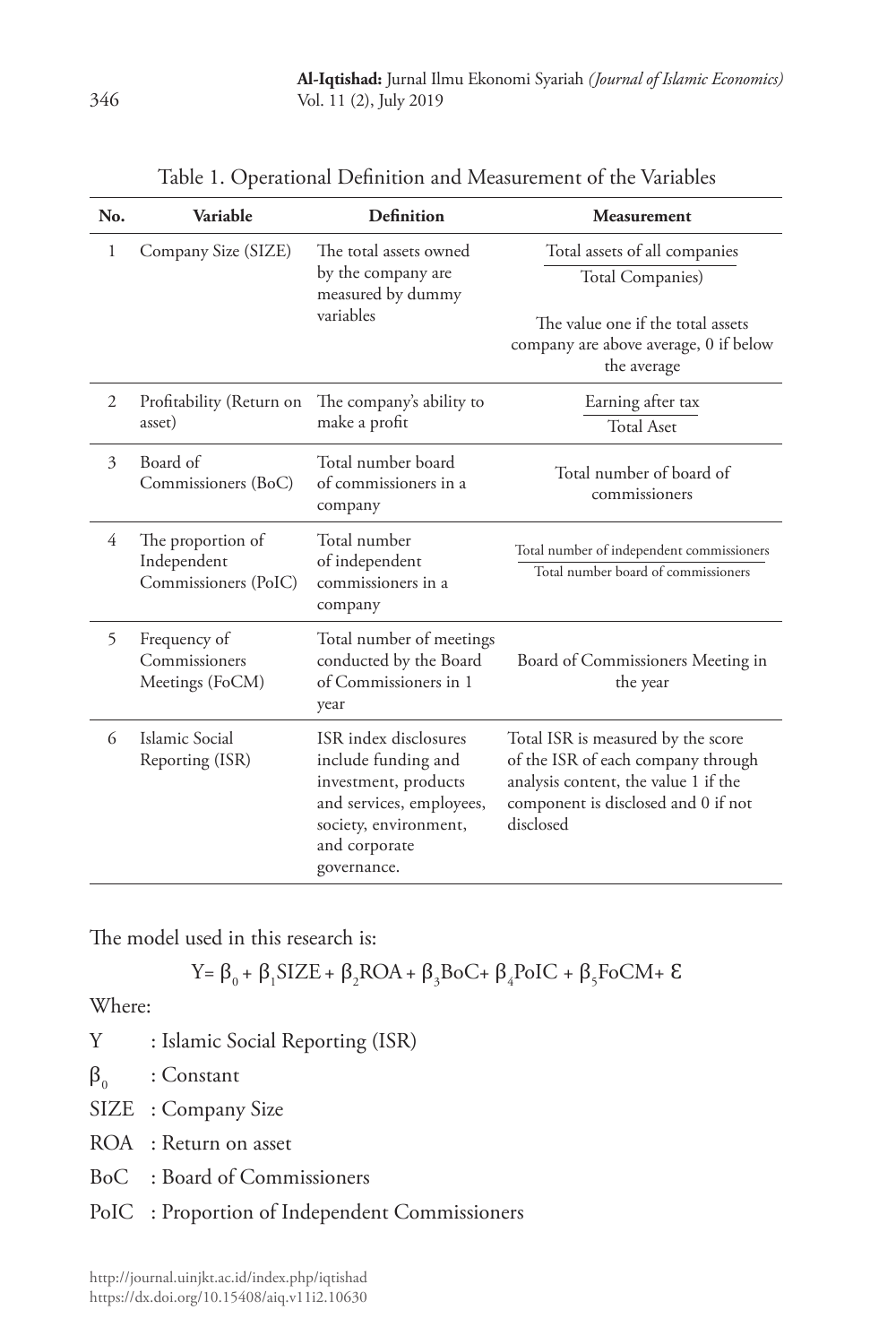Table 1. Operational Definition and Measurement of the Variables

| No. | Variable | Definition | Measurement |
|---|---|---|---|
| 1 | Company Size (SIZE) | The total assets owned by the company are measured by dummy variables | $\frac{\text{Total assets of all companies}}{\text{Total Companies)}}$ The value one if the total assets company are above average, 0 if below the average |
| 2 | Profitability (Return on asset) | The company's ability to make a profit | $\frac{\text{Earning after tax}}{\text{Total Aset}}$ |
| 3 | Board of Commissioners (BoC) | Total number board of commissioners in a company | Total number of board of commissioners |
| 4 | The proportion of Independent Commissioners (PoIC) | Total number of independent commissioners in a company | $\frac{\text{Total number of independent commissioners}}{\text{Total number board of commissioners}}$ |
| 5 | Frequency of Commissioners Meetings (FoCM) | Total number of meetings conducted by the Board of Commissioners in 1 year | Board of Commissioners Meeting in the year |
| 6 | Islamic Social Reporting (ISR) | ISR index disclosures include funding and investment, products and services, employees, society, environment, and corporate governance. | Total ISR is measured by the score of the ISR of each company through analysis content, the value 1 if the component is disclosed and 0 if not disclosed |

The model used in this research is:

$$Y = \beta_0 + \beta_1 SIZE + \beta_2 ROA + \beta_3 BoC + \beta_4 PoIC + \beta_5 FoCM + \varepsilon$$

Where:

- Y : Islamic Social Reporting (ISR)
- $\beta_0$ : Constant
- SIZE : Company Size
- ROA : Return on asset
- BoC : Board of Commissioners
- PoIC : Proportion of Independent Commissioners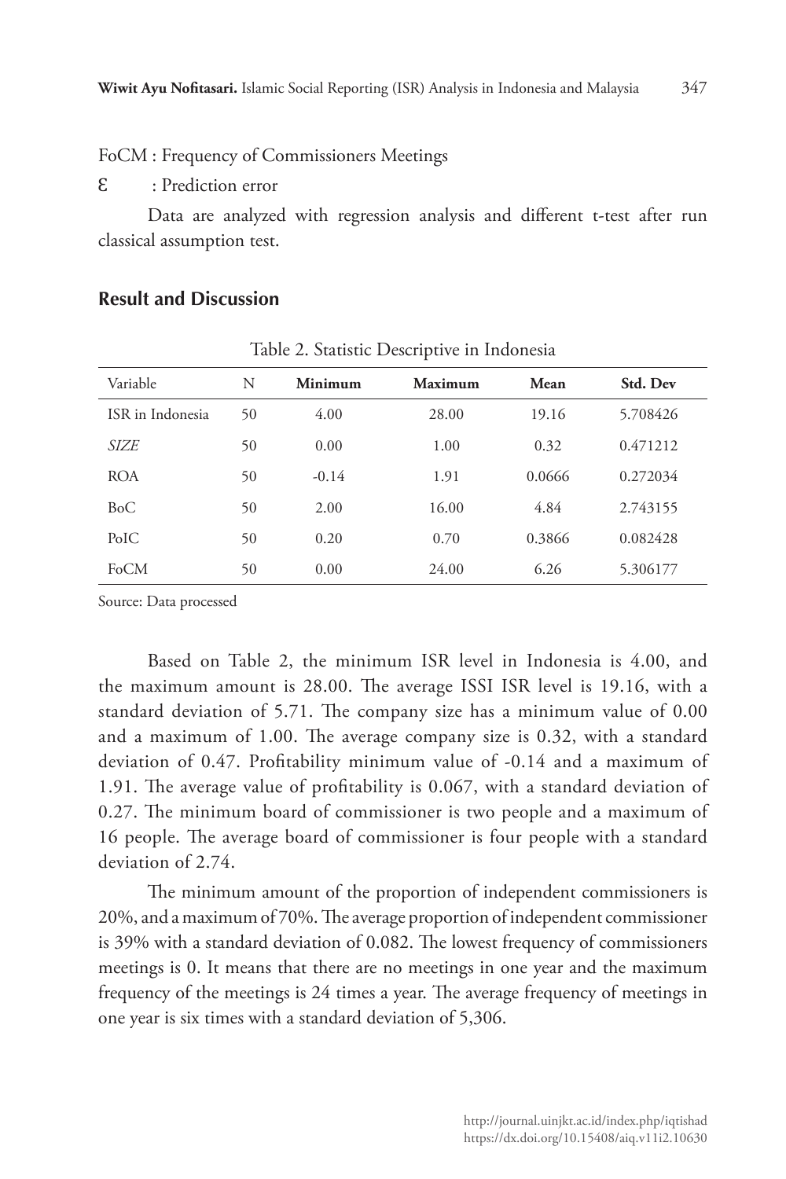FoCM : Frequency of Commissioners Meetings

ε : Prediction error

Data are analyzed with regression analysis and different t-test after run classical assumption test.

## Result and Discussion

Table 2. Statistic Descriptive in Indonesia

| Variable | N | **Minimum** | **Maximum** | **Mean** | **Std. Dev** |
|---|---|---|---|---|---|
| ISR in Indonesia | 50 | 4.00 | 28.00 | 19.16 | 5.708426 |
| *SIZE* | 50 | 0.00 | 1.00 | 0.32 | 0.471212 |
| ROA | 50 | -0.14 | 1.91 | 0.0666 | 0.272034 |
| BoC | 50 | 2.00 | 16.00 | 4.84 | 2.743155 |
| PoIC | 50 | 0.20 | 0.70 | 0.3866 | 0.082428 |
| FoCM | 50 | 0.00 | 24.00 | 6.26 | 5.306177 |

Source: Data processed

Based on Table 2, the minimum ISR level in Indonesia is 4.00, and the maximum amount is 28.00. The average ISSI ISR level is 19.16, with a standard deviation of 5.71. The company size has a minimum value of 0.00 and a maximum of 1.00. The average company size is 0.32, with a standard deviation of 0.47. Profitability minimum value of -0.14 and a maximum of 1.91. The average value of profitability is 0.067, with a standard deviation of 0.27. The minimum board of commissioner is two people and a maximum of 16 people. The average board of commissioner is four people with a standard deviation of 2.74.

The minimum amount of the proportion of independent commissioners is 20%, and a maximum of 70%. The average proportion of independent commissioner is 39% with a standard deviation of 0.082. The lowest frequency of commissioners meetings is 0. It means that there are no meetings in one year and the maximum frequency of the meetings is 24 times a year. The average frequency of meetings in one year is six times with a standard deviation of 5,306.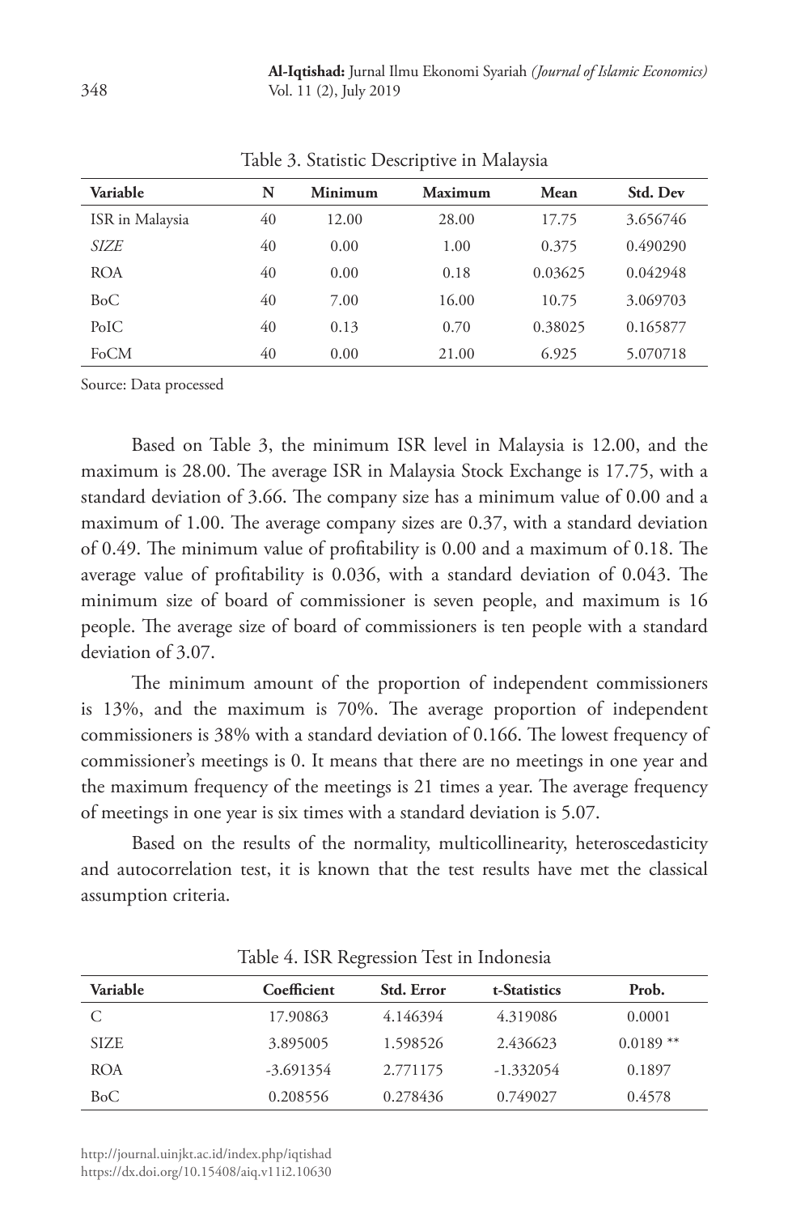Table 3. Statistic Descriptive in Malaysia

| Variable | N | Minimum | Maximum | Mean | Std. Dev |
|---|---|---|---|---|---|
| ISR in Malaysia | 40 | 12.00 | 28.00 | 17.75 | 3.656746 |
| *SIZE* | 40 | 0.00 | 1.00 | 0.375 | 0.490290 |
| ROA | 40 | 0.00 | 0.18 | 0.03625 | 0.042948 |
| BoC | 40 | 7.00 | 16.00 | 10.75 | 3.069703 |
| PoIC | 40 | 0.13 | 0.70 | 0.38025 | 0.165877 |
| FoCM | 40 | 0.00 | 21.00 | 6.925 | 5.070718 |

Source: Data processed

Based on Table 3, the minimum ISR level in Malaysia is 12.00, and the maximum is 28.00. The average ISR in Malaysia Stock Exchange is 17.75, with a standard deviation of 3.66. The company size has a minimum value of 0.00 and a maximum of 1.00. The average company sizes are 0.37, with a standard deviation of 0.49. The minimum value of profitability is 0.00 and a maximum of 0.18. The average value of profitability is 0.036, with a standard deviation of 0.043. The minimum size of board of commissioner is seven people, and maximum is 16 people. The average size of board of commissioners is ten people with a standard deviation of 3.07.

The minimum amount of the proportion of independent commissioners is 13%, and the maximum is 70%. The average proportion of independent commissioners is 38% with a standard deviation of 0.166. The lowest frequency of commissioner's meetings is 0. It means that there are no meetings in one year and the maximum frequency of the meetings is 21 times a year. The average frequency of meetings in one year is six times with a standard deviation is 5.07.

Based on the results of the normality, multicollinearity, heteroscedasticity and autocorrelation test, it is known that the test results have met the classical assumption criteria.

Table 4. ISR Regression Test in Indonesia

| Variable | Coefficient | Std. Error | t-Statistics | Prob. |
|---|---|---|---|---|
| C | 17.90863 | 4.146394 | 4.319086 | 0.0001 |
| SIZE | 3.895005 | 1.598526 | 2.436623 | 0.0189 ** |
| ROA | -3.691354 | 2.771175 | -1.332054 | 0.1897 |
| BoC | 0.208556 | 0.278436 | 0.749027 | 0.4578 |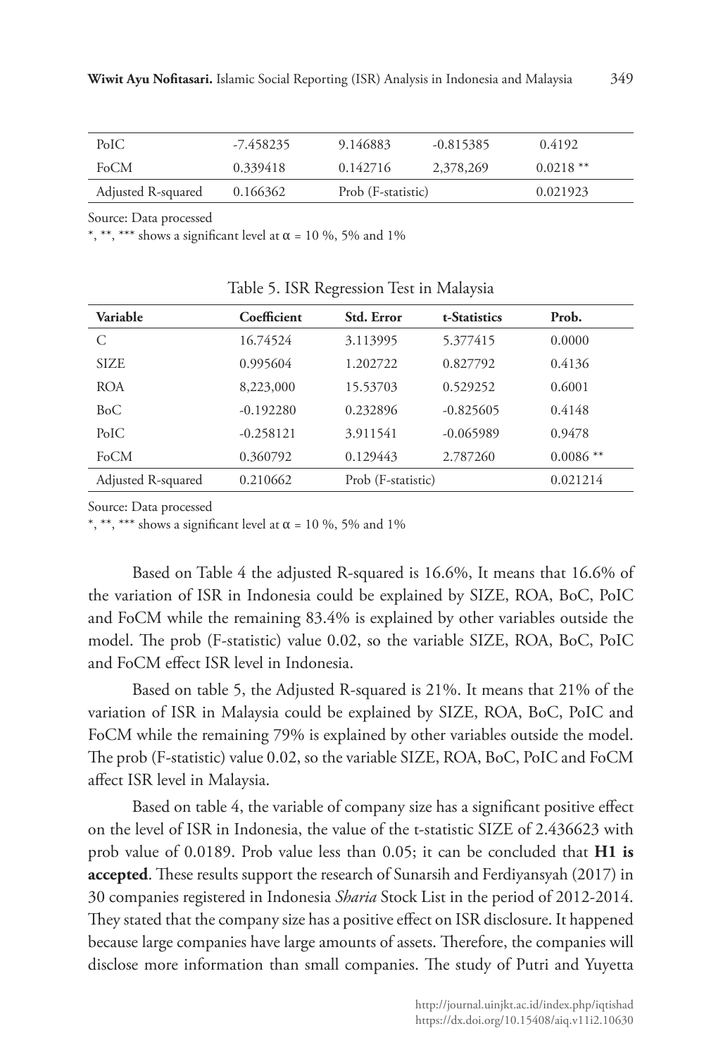| PoIC | -7.458235 | 9.146883 | -0.815385 | 0.4192 |
|---|---|---|---|---|
| FoCM | 0.339418 | 0.142716 | 2,378,269 | 0.0218 ** |
| Adjusted R-squared | 0.166362 | Prob (F-statistic) | | 0.021923 |

Source: Data processed

*, **, *** shows a significant level at α = 10 %, 5% and 1%

Table 5. ISR Regression Test in Malaysia

| Variable | Coefficient | Std. Error | t-Statistics | Prob. |
|---|---|---|---|---|
| C | 16.74524 | 3.113995 | 5.377415 | 0.0000 |
| SIZE | 0.995604 | 1.202722 | 0.827792 | 0.4136 |
| ROA | 8,223,000 | 15.53703 | 0.529252 | 0.6001 |
| BoC | -0.192280 | 0.232896 | -0.825605 | 0.4148 |
| PoIC | -0.258121 | 3.911541 | -0.065989 | 0.9478 |
| FoCM | 0.360792 | 0.129443 | 2.787260 | 0.0086 ** |
| Adjusted R-squared | 0.210662 | Prob (F-statistic) | | 0.021214 |

Source: Data processed

*, **, *** shows a significant level at α = 10 %, 5% and 1%

Based on Table 4 the adjusted R-squared is 16.6%, It means that 16.6% of the variation of ISR in Indonesia could be explained by SIZE, ROA, BoC, PoIC and FoCM while the remaining 83.4% is explained by other variables outside the model. The prob (F-statistic) value 0.02, so the variable SIZE, ROA, BoC, PoIC and FoCM effect ISR level in Indonesia.

Based on table 5, the Adjusted R-squared is 21%. It means that 21% of the variation of ISR in Malaysia could be explained by SIZE, ROA, BoC, PoIC and FoCM while the remaining 79% is explained by other variables outside the model. The prob (F-statistic) value 0.02, so the variable SIZE, ROA, BoC, PoIC and FoCM affect ISR level in Malaysia.

Based on table 4, the variable of company size has a significant positive effect on the level of ISR in Indonesia, the value of the t-statistic SIZE of 2.436623 with prob value of 0.0189. Prob value less than 0.05; it can be concluded that **H1 is accepted**. These results support the research of Sunarsih and Ferdiyansyah (2017) in 30 companies registered in Indonesia *Sharia* Stock List in the period of 2012-2014. They stated that the company size has a positive effect on ISR disclosure. It happened because large companies have large amounts of assets. Therefore, the companies will disclose more information than small companies. The study of Putri and Yuyetta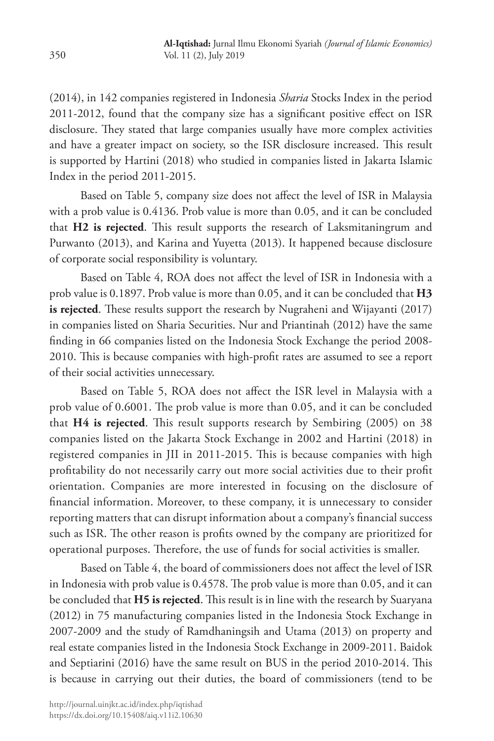(2014), in 142 companies registered in Indonesia *Sharia* Stocks Index in the period 2011-2012, found that the company size has a significant positive effect on ISR disclosure. They stated that large companies usually have more complex activities and have a greater impact on society, so the ISR disclosure increased. This result is supported by Hartini (2018) who studied in companies listed in Jakarta Islamic Index in the period 2011-2015.

Based on Table 5, company size does not affect the level of ISR in Malaysia with a prob value is 0.4136. Prob value is more than 0.05, and it can be concluded that **H2 is rejected**. This result supports the research of Laksmitaningrum and Purwanto (2013), and Karina and Yuyetta (2013). It happened because disclosure of corporate social responsibility is voluntary.

Based on Table 4, ROA does not affect the level of ISR in Indonesia with a prob value is 0.1897. Prob value is more than 0.05, and it can be concluded that **H3 is rejected**. These results support the research by Nugraheni and Wijayanti (2017) in companies listed on Sharia Securities. Nur and Priantinah (2012) have the same finding in 66 companies listed on the Indonesia Stock Exchange the period 2008-2010. This is because companies with high-profit rates are assumed to see a report of their social activities unnecessary.

Based on Table 5, ROA does not affect the ISR level in Malaysia with a prob value of 0.6001. The prob value is more than 0.05, and it can be concluded that **H4 is rejected**. This result supports research by Sembiring (2005) on 38 companies listed on the Jakarta Stock Exchange in 2002 and Hartini (2018) in registered companies in JII in 2011-2015. This is because companies with high profitability do not necessarily carry out more social activities due to their profit orientation. Companies are more interested in focusing on the disclosure of financial information. Moreover, to these company, it is unnecessary to consider reporting matters that can disrupt information about a company's financial success such as ISR. The other reason is profits owned by the company are prioritized for operational purposes. Therefore, the use of funds for social activities is smaller.

Based on Table 4, the board of commissioners does not affect the level of ISR in Indonesia with prob value is 0.4578. The prob value is more than 0.05, and it can be concluded that **H5 is rejected**. This result is in line with the research by Suaryana (2012) in 75 manufacturing companies listed in the Indonesia Stock Exchange in 2007-2009 and the study of Ramdhaningsih and Utama (2013) on property and real estate companies listed in the Indonesia Stock Exchange in 2009-2011. Baidok and Septiarini (2016) have the same result on BUS in the period 2010-2014. This is because in carrying out their duties, the board of commissioners (tend to be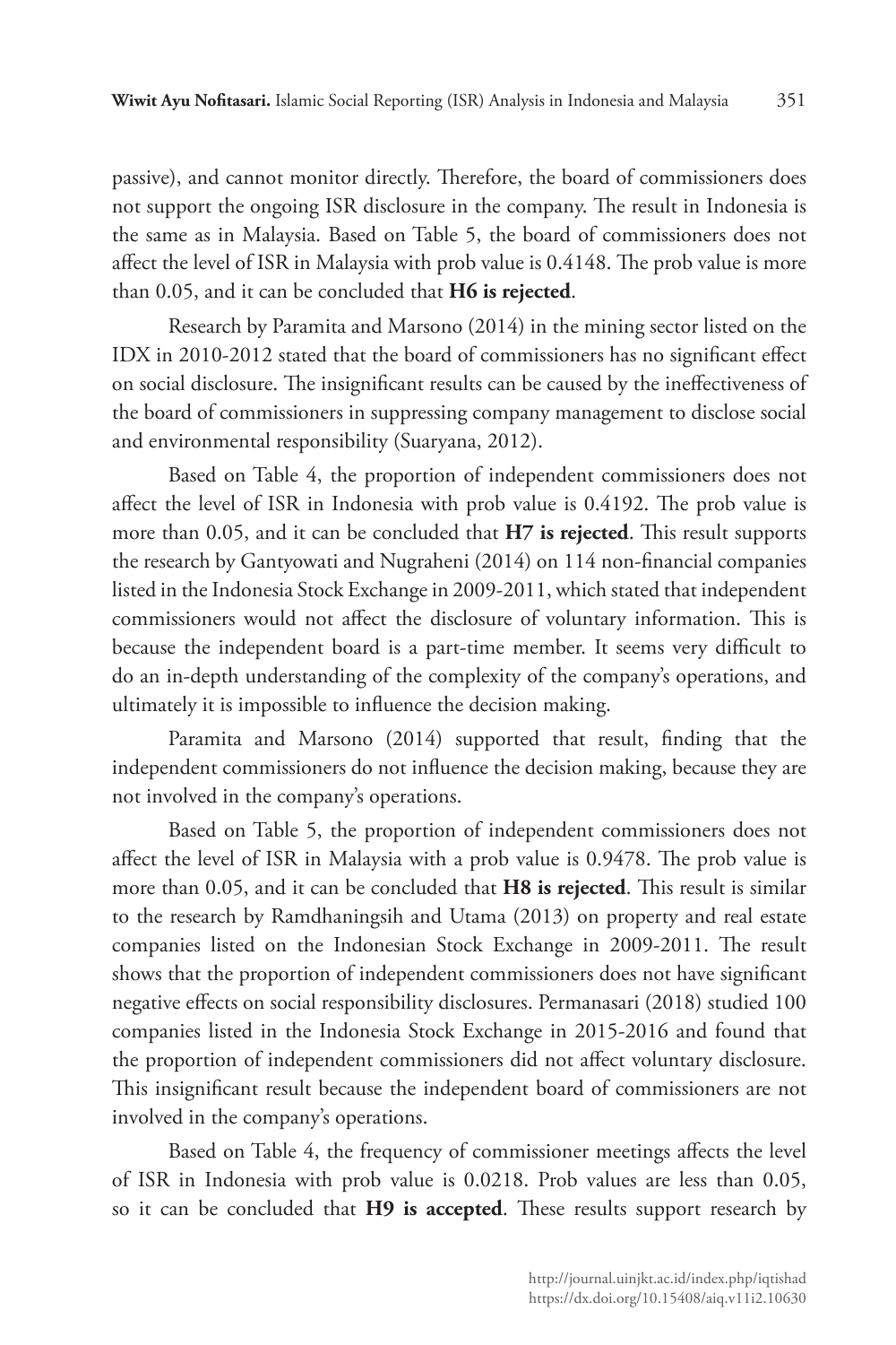passive), and cannot monitor directly. Therefore, the board of commissioners does not support the ongoing ISR disclosure in the company. The result in Indonesia is the same as in Malaysia. Based on Table 5, the board of commissioners does not affect the level of ISR in Malaysia with prob value is 0.4148. The prob value is more than 0.05, and it can be concluded that **H6 is rejected**.

Research by Paramita and Marsono (2014) in the mining sector listed on the IDX in 2010-2012 stated that the board of commissioners has no significant effect on social disclosure. The insignificant results can be caused by the ineffectiveness of the board of commissioners in suppressing company management to disclose social and environmental responsibility (Suaryana, 2012).

Based on Table 4, the proportion of independent commissioners does not affect the level of ISR in Indonesia with prob value is 0.4192. The prob value is more than 0.05, and it can be concluded that **H7 is rejected**. This result supports the research by Gantyowati and Nugraheni (2014) on 114 non-financial companies listed in the Indonesia Stock Exchange in 2009-2011, which stated that independent commissioners would not affect the disclosure of voluntary information. This is because the independent board is a part-time member. It seems very difficult to do an in-depth understanding of the complexity of the company's operations, and ultimately it is impossible to influence the decision making.

Paramita and Marsono (2014) supported that result, finding that the independent commissioners do not influence the decision making, because they are not involved in the company's operations.

Based on Table 5, the proportion of independent commissioners does not affect the level of ISR in Malaysia with a prob value is 0.9478. The prob value is more than 0.05, and it can be concluded that **H8 is rejected**. This result is similar to the research by Ramdhaningsih and Utama (2013) on property and real estate companies listed on the Indonesian Stock Exchange in 2009-2011. The result shows that the proportion of independent commissioners does not have significant negative effects on social responsibility disclosures. Permanasari (2018) studied 100 companies listed in the Indonesia Stock Exchange in 2015-2016 and found that the proportion of independent commissioners did not affect voluntary disclosure. This insignificant result because the independent board of commissioners are not involved in the company's operations.

Based on Table 4, the frequency of commissioner meetings affects the level of ISR in Indonesia with prob value is 0.0218. Prob values are less than 0.05, so it can be concluded that **H9 is accepted**. These results support research by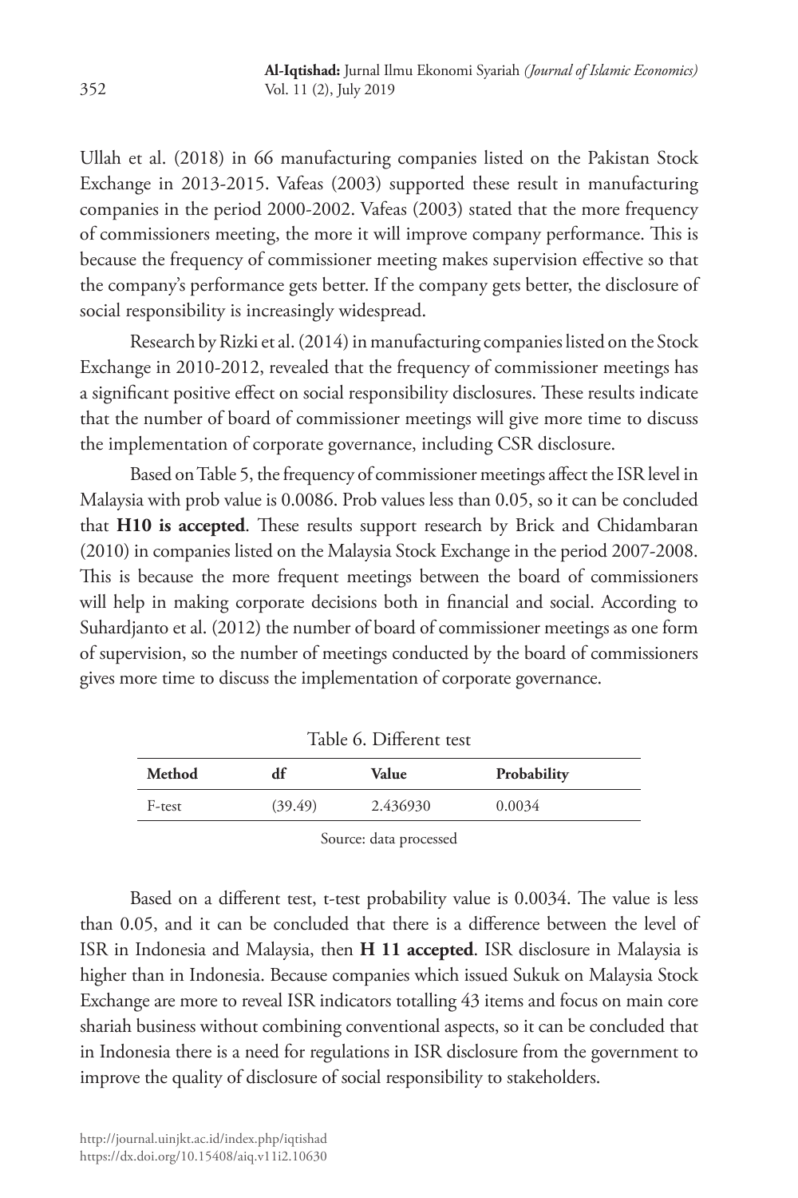Ullah et al. (2018) in 66 manufacturing companies listed on the Pakistan Stock Exchange in 2013-2015. Vafeas (2003) supported these result in manufacturing companies in the period 2000-2002. Vafeas (2003) stated that the more frequency of commissioners meeting, the more it will improve company performance. This is because the frequency of commissioner meeting makes supervision effective so that the company's performance gets better. If the company gets better, the disclosure of social responsibility is increasingly widespread.

Research by Rizki et al. (2014) in manufacturing companies listed on the Stock Exchange in 2010-2012, revealed that the frequency of commissioner meetings has a significant positive effect on social responsibility disclosures. These results indicate that the number of board of commissioner meetings will give more time to discuss the implementation of corporate governance, including CSR disclosure.

Based on Table 5, the frequency of commissioner meetings affect the ISR level in Malaysia with prob value is 0.0086. Prob values less than 0.05, so it can be concluded that **H10 is accepted**. These results support research by Brick and Chidambaran (2010) in companies listed on the Malaysia Stock Exchange in the period 2007-2008. This is because the more frequent meetings between the board of commissioners will help in making corporate decisions both in financial and social. According to Suhardjanto et al. (2012) the number of board of commissioner meetings as one form of supervision, so the number of meetings conducted by the board of commissioners gives more time to discuss the implementation of corporate governance.

Table 6. Different test

| Method | df | Value | Probability |
|---|---|---|---|
| F-test | (39.49) | 2.436930 | 0.0034 |

Source: data processed

Based on a different test, t-test probability value is 0.0034. The value is less than 0.05, and it can be concluded that there is a difference between the level of ISR in Indonesia and Malaysia, then **H 11 accepted**. ISR disclosure in Malaysia is higher than in Indonesia. Because companies which issued Sukuk on Malaysia Stock Exchange are more to reveal ISR indicators totalling 43 items and focus on main core shariah business without combining conventional aspects, so it can be concluded that in Indonesia there is a need for regulations in ISR disclosure from the government to improve the quality of disclosure of social responsibility to stakeholders.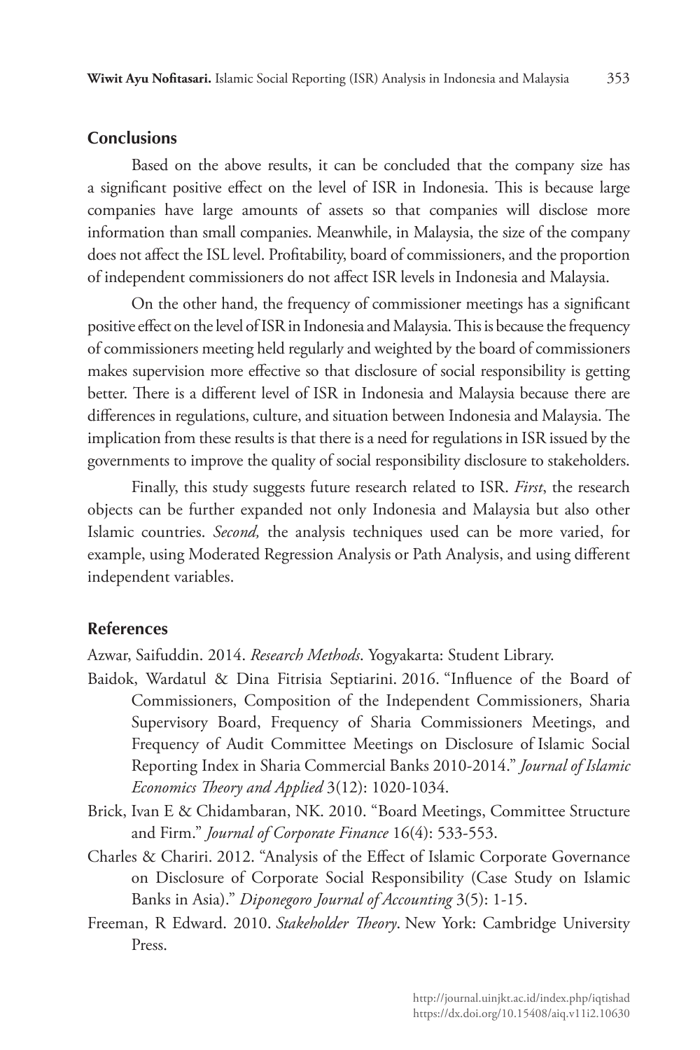## Conclusions

Based on the above results, it can be concluded that the company size has a significant positive effect on the level of ISR in Indonesia. This is because large companies have large amounts of assets so that companies will disclose more information than small companies. Meanwhile, in Malaysia, the size of the company does not affect the ISL level. Profitability, board of commissioners, and the proportion of independent commissioners do not affect ISR levels in Indonesia and Malaysia.

On the other hand, the frequency of commissioner meetings has a significant positive effect on the level of ISR in Indonesia and Malaysia. This is because the frequency of commissioners meeting held regularly and weighted by the board of commissioners makes supervision more effective so that disclosure of social responsibility is getting better. There is a different level of ISR in Indonesia and Malaysia because there are differences in regulations, culture, and situation between Indonesia and Malaysia. The implication from these results is that there is a need for regulations in ISR issued by the governments to improve the quality of social responsibility disclosure to stakeholders.

Finally, this study suggests future research related to ISR. *First*, the research objects can be further expanded not only Indonesia and Malaysia but also other Islamic countries. *Second,* the analysis techniques used can be more varied, for example, using Moderated Regression Analysis or Path Analysis, and using different independent variables.

## References

Azwar, Saifuddin. 2014. *Research Methods*. Yogyakarta: Student Library.

Baidok, Wardatul & Dina Fitrisia Septiarini. 2016. "Influence of the Board of Commissioners, Composition of the Independent Commissioners, Sharia Supervisory Board, Frequency of Sharia Commissioners Meetings, and Frequency of Audit Committee Meetings on Disclosure of Islamic Social Reporting Index in Sharia Commercial Banks 2010-2014." *Journal of Islamic Economics Theory and Applied* 3(12): 1020-1034.

Brick, Ivan E & Chidambaran, NK. 2010. "Board Meetings, Committee Structure and Firm." *Journal of Corporate Finance* 16(4): 533-553.

Charles & Chariri. 2012. "Analysis of the Effect of Islamic Corporate Governance on Disclosure of Corporate Social Responsibility (Case Study on Islamic Banks in Asia)." *Diponegoro Journal of Accounting* 3(5): 1-15.

Freeman, R Edward. 2010. *Stakeholder Theory*. New York: Cambridge University Press.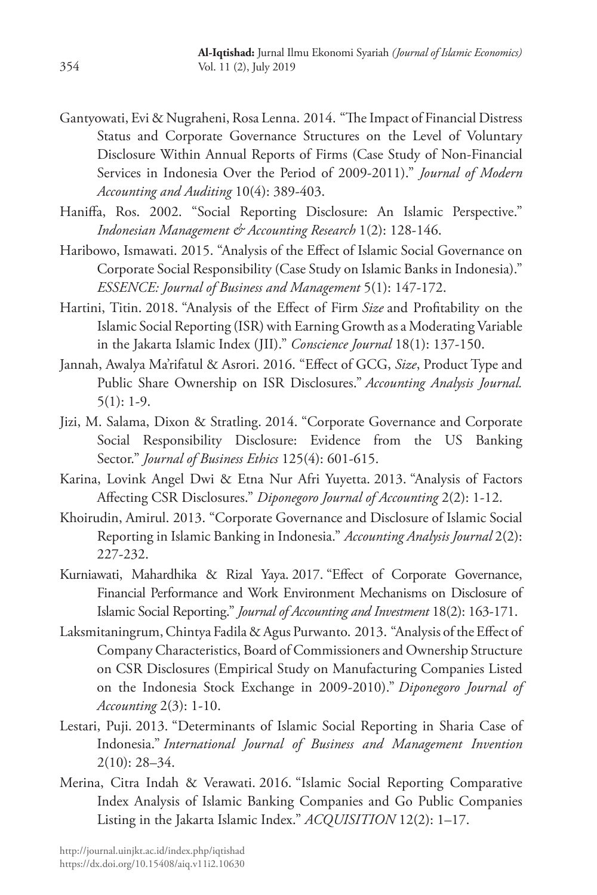Gantyowati, Evi & Nugraheni, Rosa Lenna. 2014. "The Impact of Financial Distress Status and Corporate Governance Structures on the Level of Voluntary Disclosure Within Annual Reports of Firms (Case Study of Non-Financial Services in Indonesia Over the Period of 2009-2011)." *Journal of Modern Accounting and Auditing* 10(4): 389-403.

Haniffa, Ros. 2002. "Social Reporting Disclosure: An Islamic Perspective." *Indonesian Management & Accounting Research* 1(2): 128-146.

Haribowo, Ismawati. 2015. "Analysis of the Effect of Islamic Social Governance on Corporate Social Responsibility (Case Study on Islamic Banks in Indonesia)." *ESSENCE: Journal of Business and Management* 5(1): 147-172.

Hartini, Titin. 2018. "Analysis of the Effect of Firm *Size* and Profitability on the Islamic Social Reporting (ISR) with Earning Growth as a Moderating Variable in the Jakarta Islamic Index (JII)." *Conscience Journal* 18(1): 137-150.

Jannah, Awalya Ma'rifatul & Asrori. 2016. "Effect of GCG, *Size*, Product Type and Public Share Ownership on ISR Disclosures." *Accounting Analysis Journal.* 5(1): 1-9.

Jizi, M. Salama, Dixon & Stratling. 2014. "Corporate Governance and Corporate Social Responsibility Disclosure: Evidence from the US Banking Sector." *Journal of Business Ethics* 125(4): 601-615.

Karina, Lovink Angel Dwi & Etna Nur Afri Yuyetta. 2013. "Analysis of Factors Affecting CSR Disclosures." *Diponegoro Journal of Accounting* 2(2): 1-12.

Khoirudin, Amirul. 2013. "Corporate Governance and Disclosure of Islamic Social Reporting in Islamic Banking in Indonesia." *Accounting Analysis Journal* 2(2): 227-232.

Kurniawati, Mahardhika & Rizal Yaya. 2017. "Effect of Corporate Governance, Financial Performance and Work Environment Mechanisms on Disclosure of Islamic Social Reporting." *Journal of Accounting and Investment* 18(2): 163-171.

Laksmitaningrum, Chintya Fadila & Agus Purwanto. 2013. "Analysis of the Effect of Company Characteristics, Board of Commissioners and Ownership Structure on CSR Disclosures (Empirical Study on Manufacturing Companies Listed on the Indonesia Stock Exchange in 2009-2010)." *Diponegoro Journal of Accounting* 2(3): 1-10.

Lestari, Puji. 2013. "Determinants of Islamic Social Reporting in Sharia Case of Indonesia." *International Journal of Business and Management Invention* 2(10): 28–34.

Merina, Citra Indah & Verawati. 2016. "Islamic Social Reporting Comparative Index Analysis of Islamic Banking Companies and Go Public Companies Listing in the Jakarta Islamic Index." *ACQUISITION* 12(2): 1–17.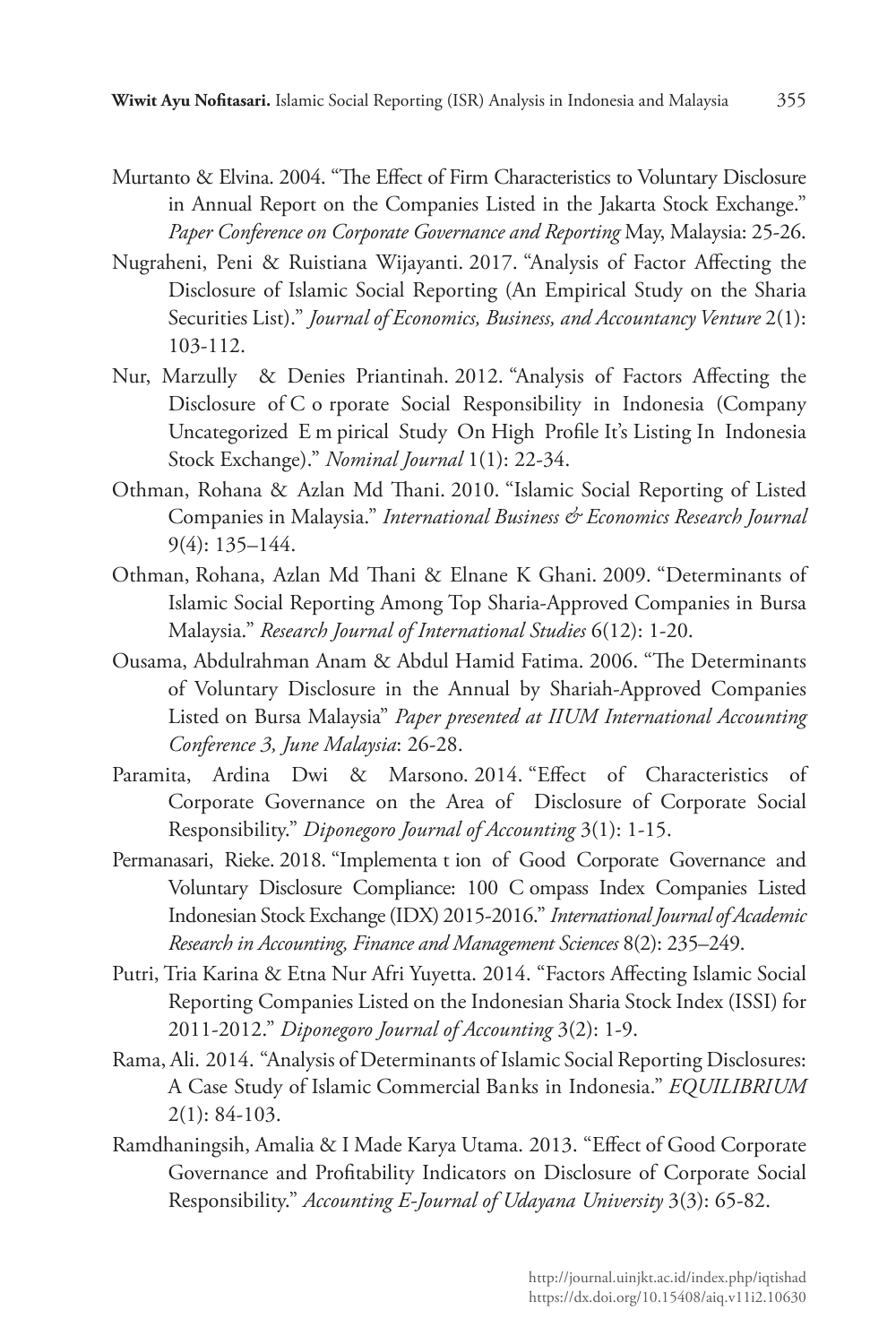Murtanto & Elvina. 2004. "The Effect of Firm Characteristics to Voluntary Disclosure in Annual Report on the Companies Listed in the Jakarta Stock Exchange." *Paper Conference on Corporate Governance and Reporting* May, Malaysia: 25-26.

Nugraheni, Peni & Ruistiana Wijayanti. 2017. "Analysis of Factor Affecting the Disclosure of Islamic Social Reporting (An Empirical Study on the Sharia Securities List)." *Journal of Economics, Business, and Accountancy Venture* 2(1): 103-112.

Nur, Marzully & Denies Priantinah. 2012. "Analysis of Factors Affecting the Disclosure of C o rporate Social Responsibility in Indonesia (Company Uncategorized E m pirical Study On High Profile It's Listing In Indonesia Stock Exchange)." *Nominal Journal* 1(1): 22-34.

Othman, Rohana & Azlan Md Thani. 2010. "Islamic Social Reporting of Listed Companies in Malaysia." *International Business & Economics Research Journal* 9(4): 135–144.

Othman, Rohana, Azlan Md Thani & Elnane K Ghani. 2009. "Determinants of Islamic Social Reporting Among Top Sharia-Approved Companies in Bursa Malaysia." *Research Journal of International Studies* 6(12): 1-20.

Ousama, Abdulrahman Anam & Abdul Hamid Fatima. 2006. "The Determinants of Voluntary Disclosure in the Annual by Shariah-Approved Companies Listed on Bursa Malaysia" *Paper presented at IIUM International Accounting Conference 3, June Malaysia*: 26-28.

Paramita, Ardina Dwi & Marsono. 2014. "Effect of Characteristics of Corporate Governance on the Area of Disclosure of Corporate Social Responsibility." *Diponegoro Journal of Accounting* 3(1): 1-15.

Permanasari, Rieke. 2018. "Implementa t ion of Good Corporate Governance and Voluntary Disclosure Compliance: 100 C ompass Index Companies Listed Indonesian Stock Exchange (IDX) 2015-2016." *International Journal of Academic Research in Accounting, Finance and Management Sciences* 8(2): 235–249.

Putri, Tria Karina & Etna Nur Afri Yuyetta. 2014. "Factors Affecting Islamic Social Reporting Companies Listed on the Indonesian Sharia Stock Index (ISSI) for 2011-2012." *Diponegoro Journal of Accounting* 3(2): 1-9.

Rama, Ali. 2014. "Analysis of Determinants of Islamic Social Reporting Disclosures: A Case Study of Islamic Commercial Banks in Indonesia." *EQUILIBRIUM* 2(1): 84-103.

Ramdhaningsih, Amalia & I Made Karya Utama. 2013. "Effect of Good Corporate Governance and Profitability Indicators on Disclosure of Corporate Social Responsibility." *Accounting E-Journal of Udayana University* 3(3): 65-82.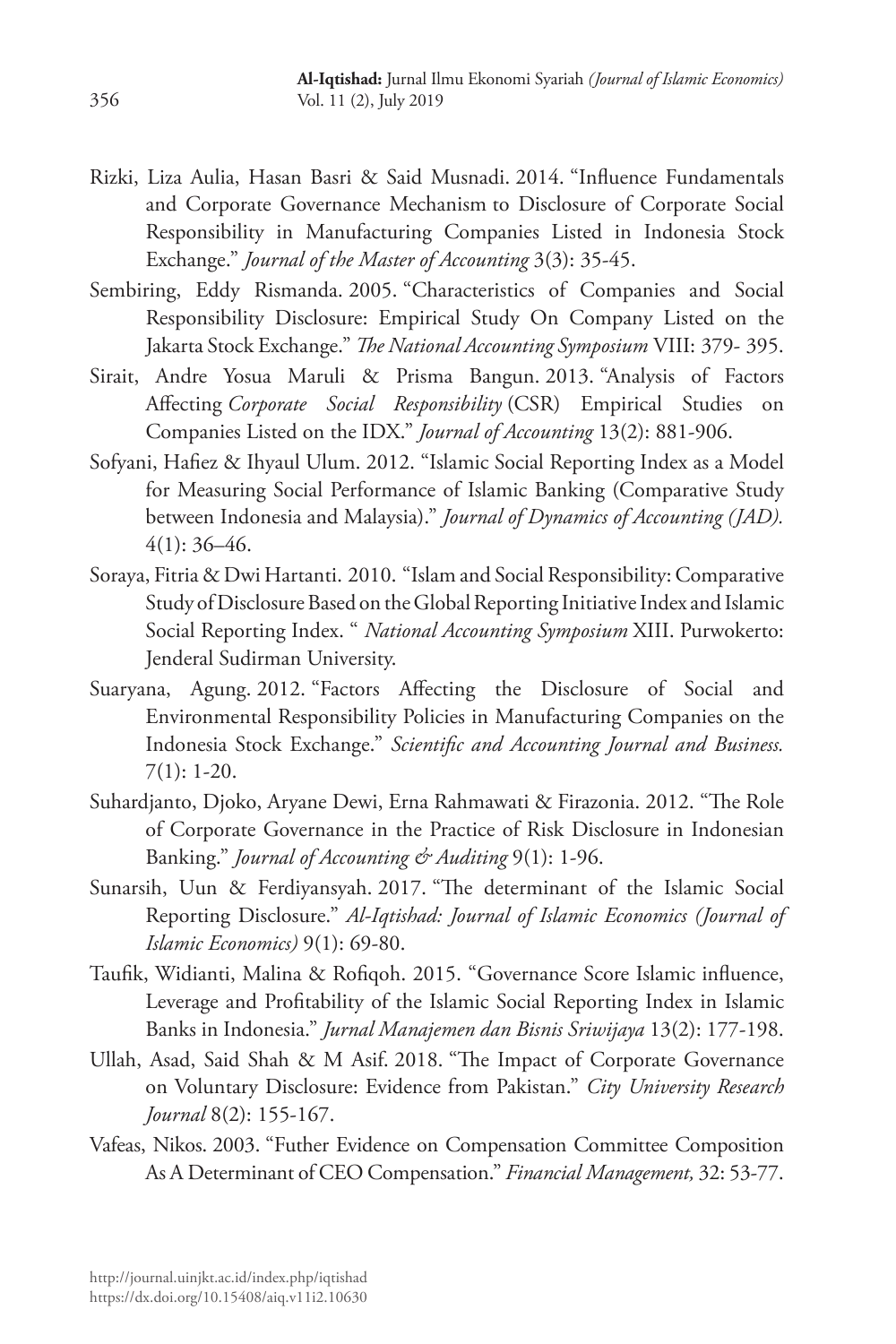Rizki, Liza Aulia, Hasan Basri & Said Musnadi. 2014. "Influence Fundamentals and Corporate Governance Mechanism to Disclosure of Corporate Social Responsibility in Manufacturing Companies Listed in Indonesia Stock Exchange." *Journal of the Master of Accounting* 3(3): 35-45.

Sembiring, Eddy Rismanda. 2005. "Characteristics of Companies and Social Responsibility Disclosure: Empirical Study On Company Listed on the Jakarta Stock Exchange." *The National Accounting Symposium* VIII: 379- 395.

Sirait, Andre Yosua Maruli & Prisma Bangun. 2013. "Analysis of Factors Affecting *Corporate Social Responsibility* (CSR) Empirical Studies on Companies Listed on the IDX." *Journal of Accounting* 13(2): 881-906.

Sofyani, Hafiez & Ihyaul Ulum. 2012. "Islamic Social Reporting Index as a Model for Measuring Social Performance of Islamic Banking (Comparative Study between Indonesia and Malaysia)." *Journal of Dynamics of Accounting (JAD).* 4(1): 36–46.

Soraya, Fitria & Dwi Hartanti. 2010. "Islam and Social Responsibility: Comparative Study of Disclosure Based on the Global Reporting Initiative Index and Islamic Social Reporting Index. " *National Accounting Symposium* XIII. Purwokerto: Jenderal Sudirman University.

Suaryana, Agung. 2012. "Factors Affecting the Disclosure of Social and Environmental Responsibility Policies in Manufacturing Companies on the Indonesia Stock Exchange." *Scientific and Accounting Journal and Business.* 7(1): 1-20.

Suhardjanto, Djoko, Aryane Dewi, Erna Rahmawati & Firazonia. 2012. "The Role of Corporate Governance in the Practice of Risk Disclosure in Indonesian Banking." *Journal of Accounting & Auditing* 9(1): 1-96.

Sunarsih, Uun & Ferdiyansyah. 2017. "The determinant of the Islamic Social Reporting Disclosure." *Al-Iqtishad: Journal of Islamic Economics (Journal of Islamic Economics)* 9(1): 69-80.

Taufik, Widianti, Malina & Rofiqoh. 2015. "Governance Score Islamic influence, Leverage and Profitability of the Islamic Social Reporting Index in Islamic Banks in Indonesia." *Jurnal Manajemen dan Bisnis Sriwijaya* 13(2): 177-198.

Ullah, Asad, Said Shah & M Asif. 2018. "The Impact of Corporate Governance on Voluntary Disclosure: Evidence from Pakistan." *City University Research Journal* 8(2): 155-167.

Vafeas, Nikos. 2003. "Futher Evidence on Compensation Committee Composition As A Determinant of CEO Compensation." *Financial Management,* 32: 53-77.